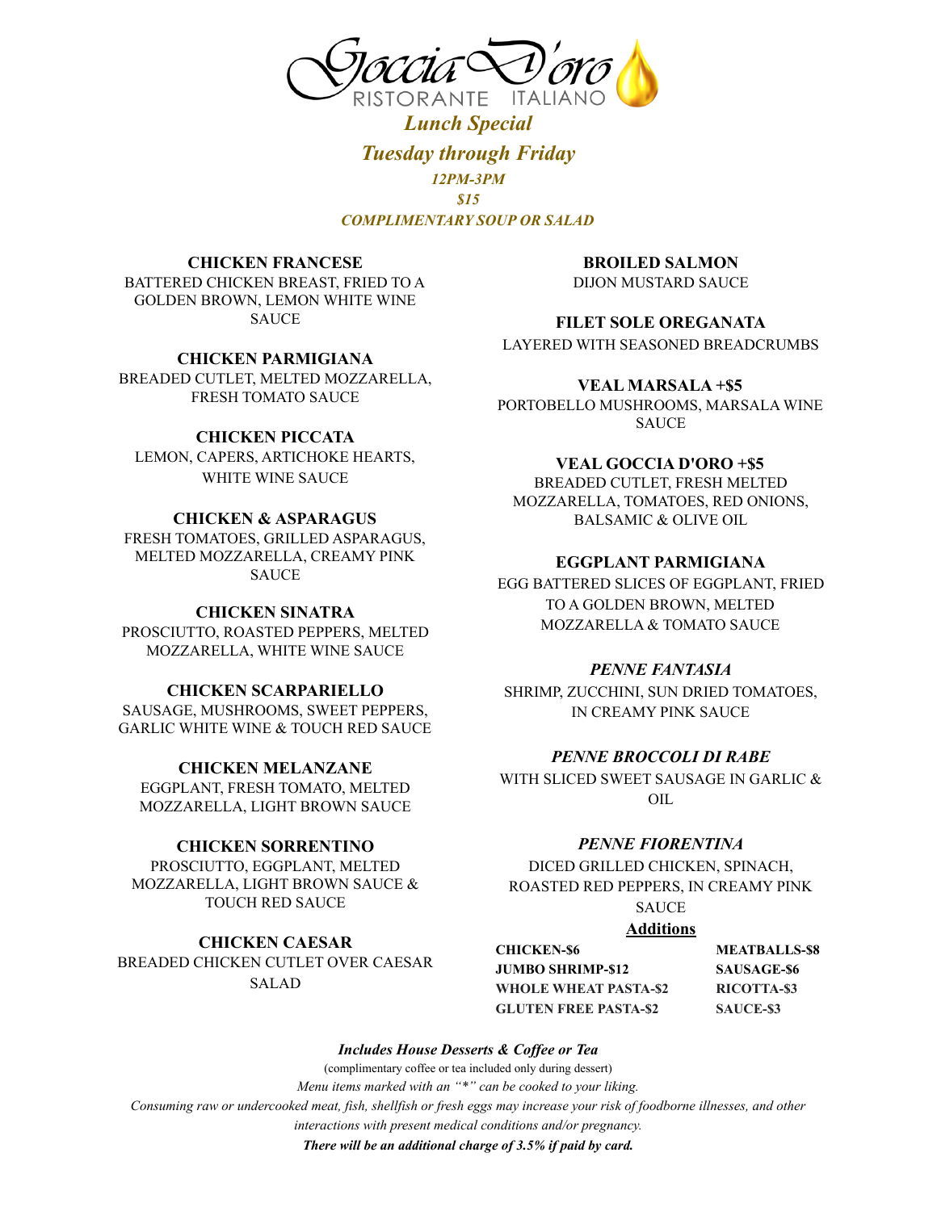# Goccia D'oro

RISTORANTE ITALIANO

## *Lunch Special*

## *Tuesday through Friday*

*12PM-3PM*

*$15*

*COMPLIMENTARY SOUP OR SALAD*

**CHICKEN FRANCESE**
BATTERED CHICKEN BREAST, FRIED TO A GOLDEN BROWN, LEMON WHITE WINE SAUCE

**CHICKEN PARMIGIANA**
BREADED CUTLET, MELTED MOZZARELLA, FRESH TOMATO SAUCE

**CHICKEN PICCATA**
LEMON, CAPERS, ARTICHOKE HEARTS, WHITE WINE SAUCE

**CHICKEN & ASPARAGUS**
FRESH TOMATOES, GRILLED ASPARAGUS, MELTED MOZZARELLA, CREAMY PINK SAUCE

**CHICKEN SINATRA**
PROSCIUTTO, ROASTED PEPPERS, MELTED MOZZARELLA, WHITE WINE SAUCE

**CHICKEN SCARPARIELLO**
SAUSAGE, MUSHROOMS, SWEET PEPPERS, GARLIC WHITE WINE & TOUCH RED SAUCE

**CHICKEN MELANZANE**
EGGPLANT, FRESH TOMATO, MELTED MOZZARELLA, LIGHT BROWN SAUCE

**CHICKEN SORRENTINO**
PROSCIUTTO, EGGPLANT, MELTED MOZZARELLA, LIGHT BROWN SAUCE & TOUCH RED SAUCE

**CHICKEN CAESAR**
BREADED CHICKEN CUTLET OVER CAESAR SALAD

**BROILED SALMON**
DIJON MUSTARD SAUCE

**FILET SOLE OREGANATA**
LAYERED WITH SEASONED BREADCRUMBS

**VEAL MARSALA +$5**
PORTOBELLO MUSHROOMS, MARSALA WINE SAUCE

**VEAL GOCCIA D'ORO +$5**
BREADED CUTLET, FRESH MELTED MOZZARELLA, TOMATOES, RED ONIONS, BALSAMIC & OLIVE OIL

**EGGPLANT PARMIGIANA**
EGG BATTERED SLICES OF EGGPLANT, FRIED TO A GOLDEN BROWN, MELTED MOZZARELLA & TOMATO SAUCE

***PENNE FANTASIA***
SHRIMP, ZUCCHINI, SUN DRIED TOMATOES, IN CREAMY PINK SAUCE

***PENNE BROCCOLI DI RABE***
WITH SLICED SWEET SAUSAGE IN GARLIC & OIL

***PENNE FIORENTINA***
DICED GRILLED CHICKEN, SPINACH, ROASTED RED PEPPERS, IN CREAMY PINK SAUCE

### Additions

| | |
|---|---|
| **CHICKEN-$6** | **MEATBALLS-$8** |
| **JUMBO SHRIMP-$12** | **SAUSAGE-$6** |
| **WHOLE WHEAT PASTA-$2** | **RICOTTA-$3** |
| **GLUTEN FREE PASTA-$2** | **SAUCE-$3** |

***Includes House Desserts & Coffee or Tea***

(complimentary coffee or tea included only during dessert)

*Menu items marked with an "*" can be cooked to your liking.*

*Consuming raw or undercooked meat, fish, shellfish or fresh eggs may increase your risk of foodborne illnesses, and other interactions with present medical conditions and/or pregnancy.*

***There will be an additional charge of 3.5% if paid by card.***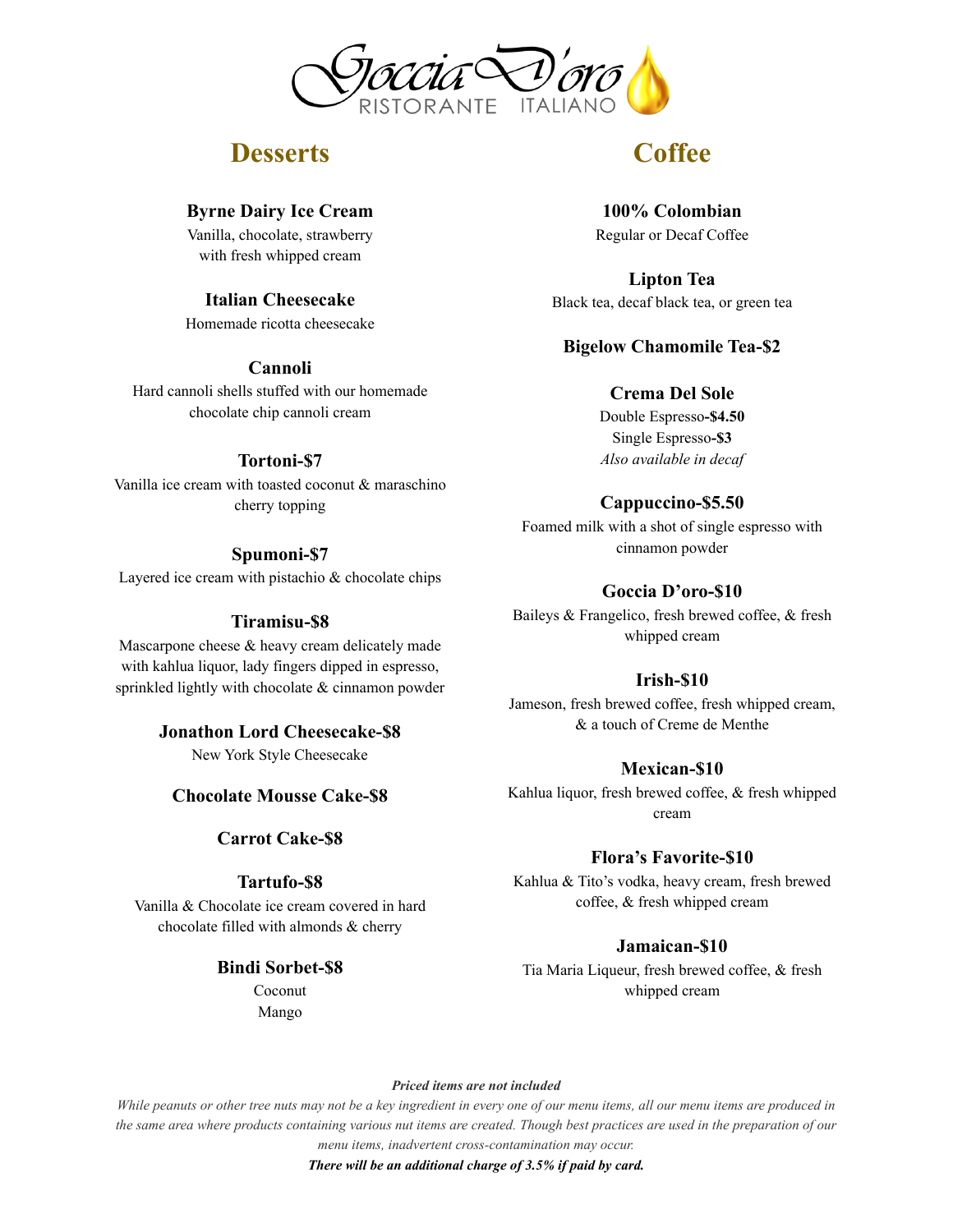Goccia D'oro
RISTORANTE ITALIANO

## Desserts

**Byrne Dairy Ice Cream**
Vanilla, chocolate, strawberry
with fresh whipped cream

**Italian Cheesecake**
Homemade ricotta cheesecake

**Cannoli**
Hard cannoli shells stuffed with our homemade chocolate chip cannoli cream

**Tortoni-$7**
Vanilla ice cream with toasted coconut & maraschino cherry topping

**Spumoni-$7**
Layered ice cream with pistachio & chocolate chips

**Tiramisu-$8**
Mascarpone cheese & heavy cream delicately made with kahlua liquor, lady fingers dipped in espresso, sprinkled lightly with chocolate & cinnamon powder

**Jonathon Lord Cheesecake-$8**
New York Style Cheesecake

**Chocolate Mousse Cake-$8**

**Carrot Cake-$8**

**Tartufo-$8**
Vanilla & Chocolate ice cream covered in hard chocolate filled with almonds & cherry

**Bindi Sorbet-$8**
Coconut
Mango

## Coffee

**100% Colombian**
Regular or Decaf Coffee

**Lipton Tea**
Black tea, decaf black tea, or green tea

**Bigelow Chamomile Tea-$2**

**Crema Del Sole**
Double Espresso-**$4.50**
Single Espresso-**$3**
*Also available in decaf*

**Cappuccino-$5.50**
Foamed milk with a shot of single espresso with cinnamon powder

**Goccia D'oro-$10**
Baileys & Frangelico, fresh brewed coffee, & fresh whipped cream

**Irish-$10**
Jameson, fresh brewed coffee, fresh whipped cream, & a touch of Creme de Menthe

**Mexican-$10**
Kahlua liquor, fresh brewed coffee, & fresh whipped cream

**Flora's Favorite-$10**
Kahlua & Tito's vodka, heavy cream, fresh brewed coffee, & fresh whipped cream

**Jamaican-$10**
Tia Maria Liqueur, fresh brewed coffee, & fresh whipped cream

***Priced items are not included***

*While peanuts or other tree nuts may not be a key ingredient in every one of our menu items, all our menu items are produced in the same area where products containing various nut items are created. Though best practices are used in the preparation of our menu items, inadvertent cross-contamination may occur.*

***There will be an additional charge of 3.5% if paid by card.***